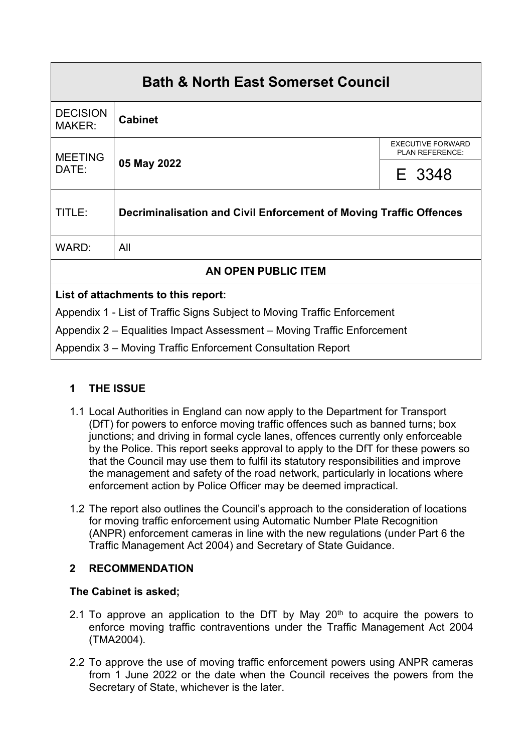| Bath & North East Somerset Council | | |
|---|---|---|
| DECISION MAKER: | **Cabinet** | |
| MEETING DATE: | **05 May 2022** | EXECUTIVE FORWARD PLAN REFERENCE: E 3348 |
| TITLE: | **Decriminalisation and Civil Enforcement of Moving Traffic Offences** | |
| WARD: | All | |
| **AN OPEN PUBLIC ITEM** | | |

**List of attachments to this report:**

Appendix 1 - List of Traffic Signs Subject to Moving Traffic Enforcement

Appendix 2 – Equalities Impact Assessment – Moving Traffic Enforcement

Appendix 3 – Moving Traffic Enforcement Consultation Report

## 1 THE ISSUE

1.1 Local Authorities in England can now apply to the Department for Transport (DfT) for powers to enforce moving traffic offences such as banned turns; box junctions; and driving in formal cycle lanes, offences currently only enforceable by the Police. This report seeks approval to apply to the DfT for these powers so that the Council may use them to fulfil its statutory responsibilities and improve the management and safety of the road network, particularly in locations where enforcement action by Police Officer may be deemed impractical.

1.2 The report also outlines the Council's approach to the consideration of locations for moving traffic enforcement using Automatic Number Plate Recognition (ANPR) enforcement cameras in line with the new regulations (under Part 6 the Traffic Management Act 2004) and Secretary of State Guidance.

## 2 RECOMMENDATION

**The Cabinet is asked;**

2.1 To approve an application to the DfT by May 20th to acquire the powers to enforce moving traffic contraventions under the Traffic Management Act 2004 (TMA2004).

2.2 To approve the use of moving traffic enforcement powers using ANPR cameras from 1 June 2022 or the date when the Council receives the powers from the Secretary of State, whichever is the later.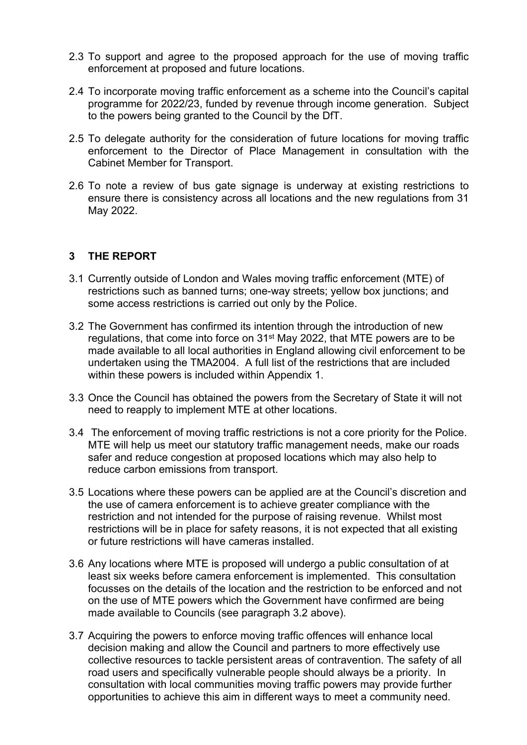2.3 To support and agree to the proposed approach for the use of moving traffic enforcement at proposed and future locations.

2.4 To incorporate moving traffic enforcement as a scheme into the Council's capital programme for 2022/23, funded by revenue through income generation. Subject to the powers being granted to the Council by the DfT.

2.5 To delegate authority for the consideration of future locations for moving traffic enforcement to the Director of Place Management in consultation with the Cabinet Member for Transport.

2.6 To note a review of bus gate signage is underway at existing restrictions to ensure there is consistency across all locations and the new regulations from 31 May 2022.

## 3 THE REPORT

3.1 Currently outside of London and Wales moving traffic enforcement (MTE) of restrictions such as banned turns; one-way streets; yellow box junctions; and some access restrictions is carried out only by the Police.

3.2 The Government has confirmed its intention through the introduction of new regulations, that come into force on 31st May 2022, that MTE powers are to be made available to all local authorities in England allowing civil enforcement to be undertaken using the TMA2004. A full list of the restrictions that are included within these powers is included within Appendix 1.

3.3 Once the Council has obtained the powers from the Secretary of State it will not need to reapply to implement MTE at other locations.

3.4 The enforcement of moving traffic restrictions is not a core priority for the Police. MTE will help us meet our statutory traffic management needs, make our roads safer and reduce congestion at proposed locations which may also help to reduce carbon emissions from transport.

3.5 Locations where these powers can be applied are at the Council's discretion and the use of camera enforcement is to achieve greater compliance with the restriction and not intended for the purpose of raising revenue. Whilst most restrictions will be in place for safety reasons, it is not expected that all existing or future restrictions will have cameras installed.

3.6 Any locations where MTE is proposed will undergo a public consultation of at least six weeks before camera enforcement is implemented. This consultation focusses on the details of the location and the restriction to be enforced and not on the use of MTE powers which the Government have confirmed are being made available to Councils (see paragraph 3.2 above).

3.7 Acquiring the powers to enforce moving traffic offences will enhance local decision making and allow the Council and partners to more effectively use collective resources to tackle persistent areas of contravention. The safety of all road users and specifically vulnerable people should always be a priority. In consultation with local communities moving traffic powers may provide further opportunities to achieve this aim in different ways to meet a community need.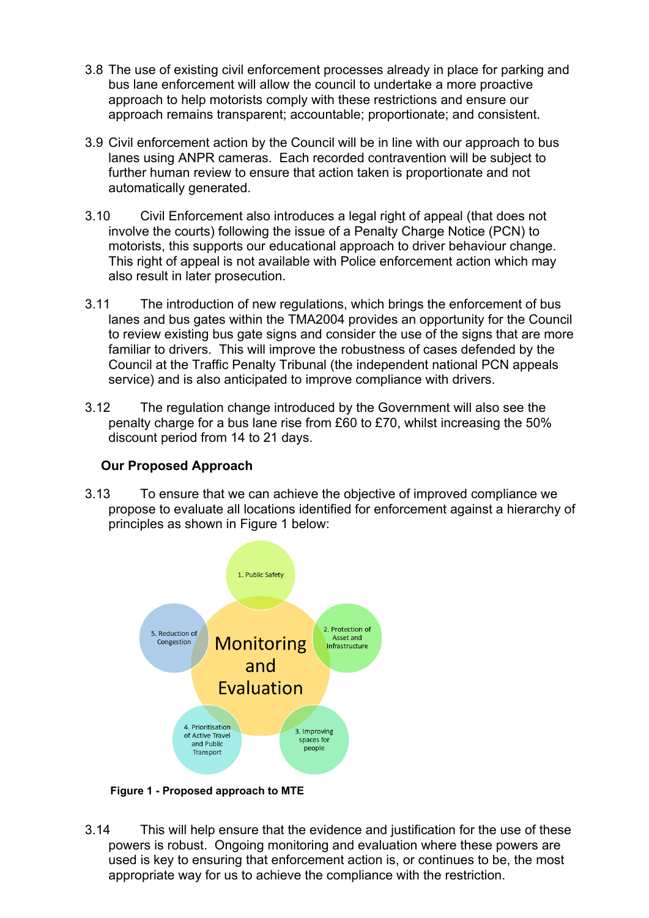3.8 The use of existing civil enforcement processes already in place for parking and bus lane enforcement will allow the council to undertake a more proactive approach to help motorists comply with these restrictions and ensure our approach remains transparent; accountable; proportionate; and consistent.

3.9 Civil enforcement action by the Council will be in line with our approach to bus lanes using ANPR cameras. Each recorded contravention will be subject to further human review to ensure that action taken is proportionate and not automatically generated.

3.10 Civil Enforcement also introduces a legal right of appeal (that does not involve the courts) following the issue of a Penalty Charge Notice (PCN) to motorists, this supports our educational approach to driver behaviour change. This right of appeal is not available with Police enforcement action which may also result in later prosecution.

3.11 The introduction of new regulations, which brings the enforcement of bus lanes and bus gates within the TMA2004 provides an opportunity for the Council to review existing bus gate signs and consider the use of the signs that are more familiar to drivers. This will improve the robustness of cases defended by the Council at the Traffic Penalty Tribunal (the independent national PCN appeals service) and is also anticipated to improve compliance with drivers.

3.12 The regulation change introduced by the Government will also see the penalty charge for a bus lane rise from £60 to £70, whilst increasing the 50% discount period from 14 to 21 days.

**Our Proposed Approach**

3.13 To ensure that we can achieve the objective of improved compliance we propose to evaluate all locations identified for enforcement against a hierarchy of principles as shown in Figure 1 below:

Monitoring and Evaluation

1. Public Safety
2. Protection of Asset and Infrastructure
3. Improving spaces for people
4. Prioritisation of Active Travel and Public Transport
5. Reduction of Congestion

**Figure 1 - Proposed approach to MTE**

3.14 This will help ensure that the evidence and justification for the use of these powers is robust. Ongoing monitoring and evaluation where these powers are used is key to ensuring that enforcement action is, or continues to be, the most appropriate way for us to achieve the compliance with the restriction.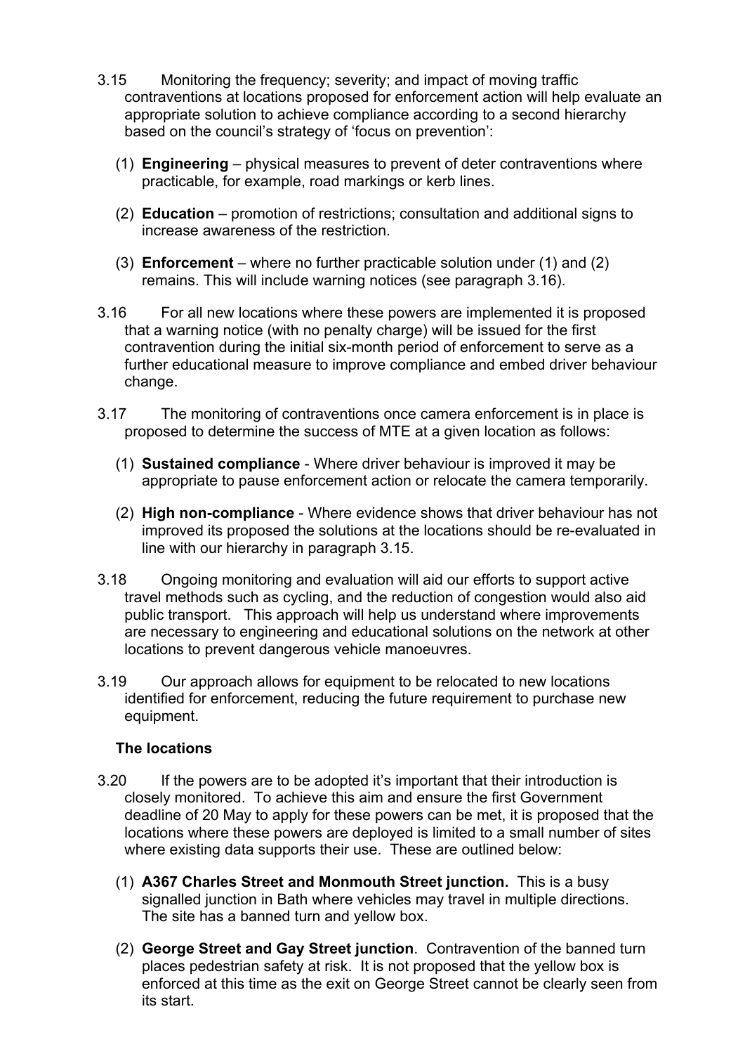3.15 Monitoring the frequency; severity; and impact of moving traffic contraventions at locations proposed for enforcement action will help evaluate an appropriate solution to achieve compliance according to a second hierarchy based on the council's strategy of 'focus on prevention':

(1) **Engineering** – physical measures to prevent of deter contraventions where practicable, for example, road markings or kerb lines.

(2) **Education** – promotion of restrictions; consultation and additional signs to increase awareness of the restriction.

(3) **Enforcement** – where no further practicable solution under (1) and (2) remains. This will include warning notices (see paragraph 3.16).

3.16 For all new locations where these powers are implemented it is proposed that a warning notice (with no penalty charge) will be issued for the first contravention during the initial six-month period of enforcement to serve as a further educational measure to improve compliance and embed driver behaviour change.

3.17 The monitoring of contraventions once camera enforcement is in place is proposed to determine the success of MTE at a given location as follows:

(1) **Sustained compliance** - Where driver behaviour is improved it may be appropriate to pause enforcement action or relocate the camera temporarily.

(2) **High non-compliance** - Where evidence shows that driver behaviour has not improved its proposed the solutions at the locations should be re-evaluated in line with our hierarchy in paragraph 3.15.

3.18 Ongoing monitoring and evaluation will aid our efforts to support active travel methods such as cycling, and the reduction of congestion would also aid public transport. This approach will help us understand where improvements are necessary to engineering and educational solutions on the network at other locations to prevent dangerous vehicle manoeuvres.

3.19 Our approach allows for equipment to be relocated to new locations identified for enforcement, reducing the future requirement to purchase new equipment.

**The locations**

3.20 If the powers are to be adopted it's important that their introduction is closely monitored. To achieve this aim and ensure the first Government deadline of 20 May to apply for these powers can be met, it is proposed that the locations where these powers are deployed is limited to a small number of sites where existing data supports their use. These are outlined below:

(1) **A367 Charles Street and Monmouth Street junction.** This is a busy signalled junction in Bath where vehicles may travel in multiple directions. The site has a banned turn and yellow box.

(2) **George Street and Gay Street junction**. Contravention of the banned turn places pedestrian safety at risk. It is not proposed that the yellow box is enforced at this time as the exit on George Street cannot be clearly seen from its start.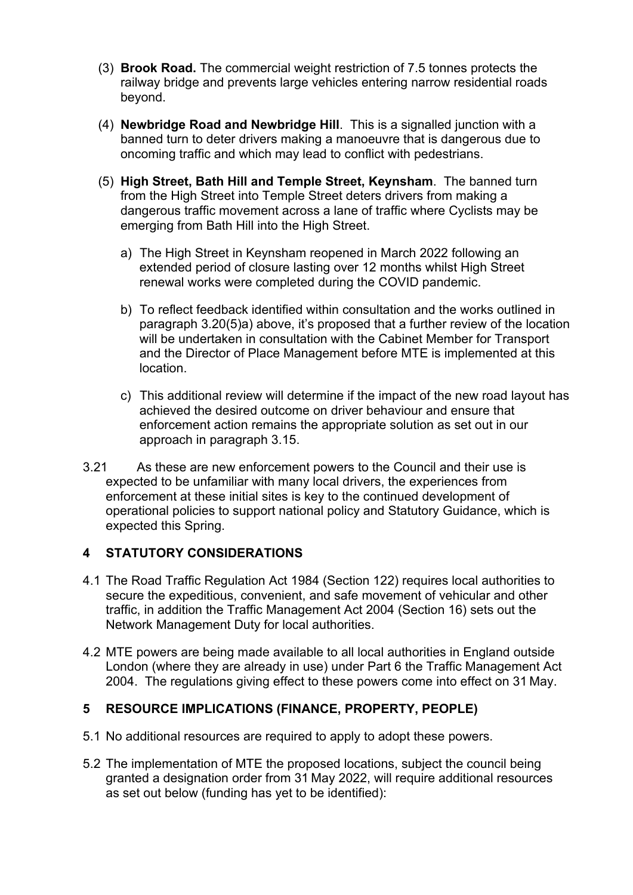(3) **Brook Road.** The commercial weight restriction of 7.5 tonnes protects the railway bridge and prevents large vehicles entering narrow residential roads beyond.

(4) **Newbridge Road and Newbridge Hill**. This is a signalled junction with a banned turn to deter drivers making a manoeuvre that is dangerous due to oncoming traffic and which may lead to conflict with pedestrians.

(5) **High Street, Bath Hill and Temple Street, Keynsham**. The banned turn from the High Street into Temple Street deters drivers from making a dangerous traffic movement across a lane of traffic where Cyclists may be emerging from Bath Hill into the High Street.

   a) The High Street in Keynsham reopened in March 2022 following an extended period of closure lasting over 12 months whilst High Street renewal works were completed during the COVID pandemic.

   b) To reflect feedback identified within consultation and the works outlined in paragraph 3.20(5)a) above, it's proposed that a further review of the location will be undertaken in consultation with the Cabinet Member for Transport and the Director of Place Management before MTE is implemented at this location.

   c) This additional review will determine if the impact of the new road layout has achieved the desired outcome on driver behaviour and ensure that enforcement action remains the appropriate solution as set out in our approach in paragraph 3.15.

3.21 As these are new enforcement powers to the Council and their use is expected to be unfamiliar with many local drivers, the experiences from enforcement at these initial sites is key to the continued development of operational policies to support national policy and Statutory Guidance, which is expected this Spring.

## 4 STATUTORY CONSIDERATIONS

4.1 The Road Traffic Regulation Act 1984 (Section 122) requires local authorities to secure the expeditious, convenient, and safe movement of vehicular and other traffic, in addition the Traffic Management Act 2004 (Section 16) sets out the Network Management Duty for local authorities.

4.2 MTE powers are being made available to all local authorities in England outside London (where they are already in use) under Part 6 the Traffic Management Act 2004. The regulations giving effect to these powers come into effect on 31 May.

## 5 RESOURCE IMPLICATIONS (FINANCE, PROPERTY, PEOPLE)

5.1 No additional resources are required to apply to adopt these powers.

5.2 The implementation of MTE the proposed locations, subject the council being granted a designation order from 31 May 2022, will require additional resources as set out below (funding has yet to be identified):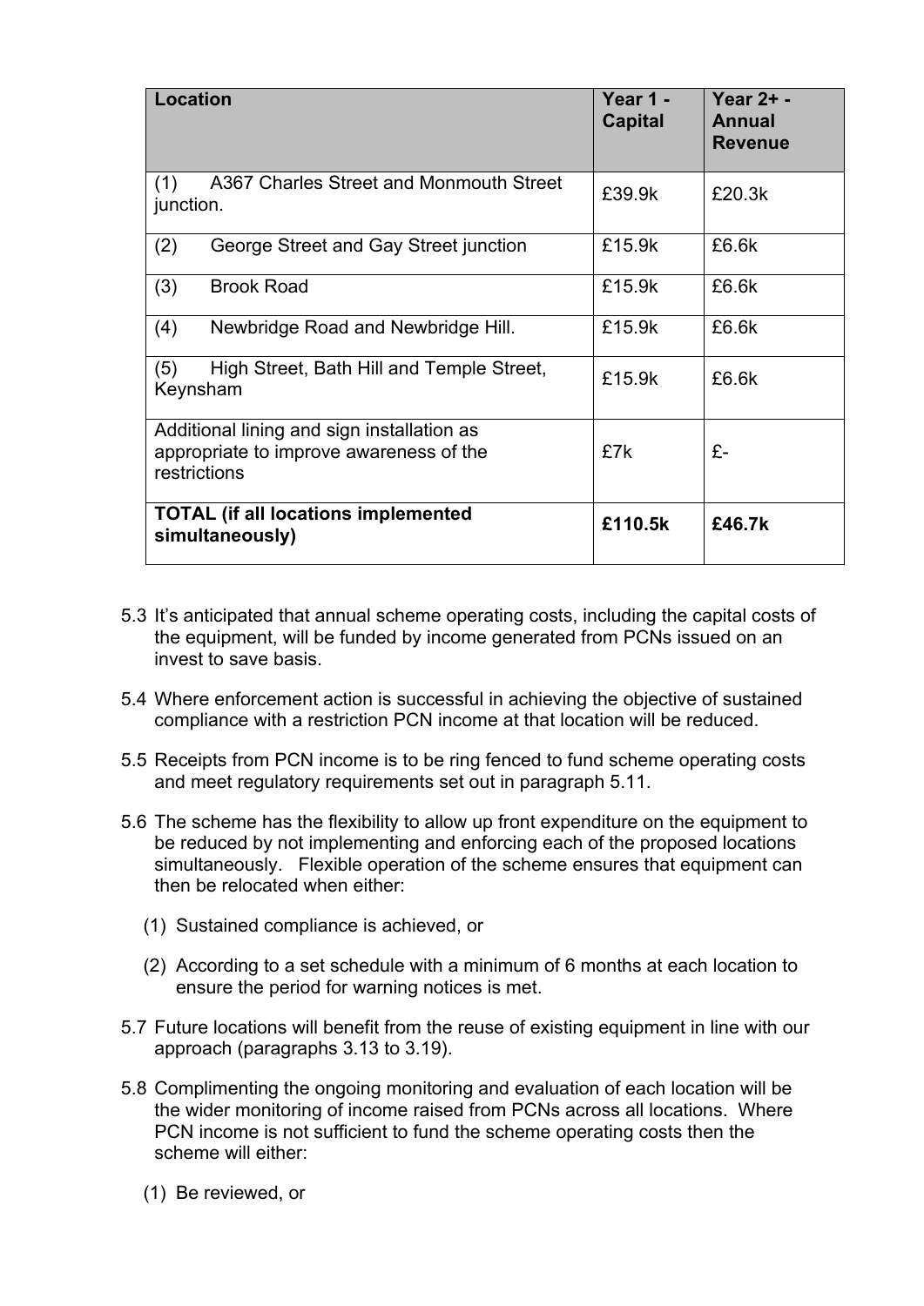| Location | Year 1 - Capital | Year 2+ - Annual Revenue |
| --- | --- | --- |
| (1) A367 Charles Street and Monmouth Street junction. | £39.9k | £20.3k |
| (2) George Street and Gay Street junction | £15.9k | £6.6k |
| (3) Brook Road | £15.9k | £6.6k |
| (4) Newbridge Road and Newbridge Hill. | £15.9k | £6.6k |
| (5) High Street, Bath Hill and Temple Street, Keynsham | £15.9k | £6.6k |
| Additional lining and sign installation as appropriate to improve awareness of the restrictions | £7k | £- |
| **TOTAL (if all locations implemented simultaneously)** | **£110.5k** | **£46.7k** |

5.3 It's anticipated that annual scheme operating costs, including the capital costs of the equipment, will be funded by income generated from PCNs issued on an invest to save basis.

5.4 Where enforcement action is successful in achieving the objective of sustained compliance with a restriction PCN income at that location will be reduced.

5.5 Receipts from PCN income is to be ring fenced to fund scheme operating costs and meet regulatory requirements set out in paragraph 5.11.

5.6 The scheme has the flexibility to allow up front expenditure on the equipment to be reduced by not implementing and enforcing each of the proposed locations simultaneously. Flexible operation of the scheme ensures that equipment can then be relocated when either:

   (1) Sustained compliance is achieved, or

   (2) According to a set schedule with a minimum of 6 months at each location to ensure the period for warning notices is met.

5.7 Future locations will benefit from the reuse of existing equipment in line with our approach (paragraphs 3.13 to 3.19).

5.8 Complimenting the ongoing monitoring and evaluation of each location will be the wider monitoring of income raised from PCNs across all locations. Where PCN income is not sufficient to fund the scheme operating costs then the scheme will either:

   (1) Be reviewed, or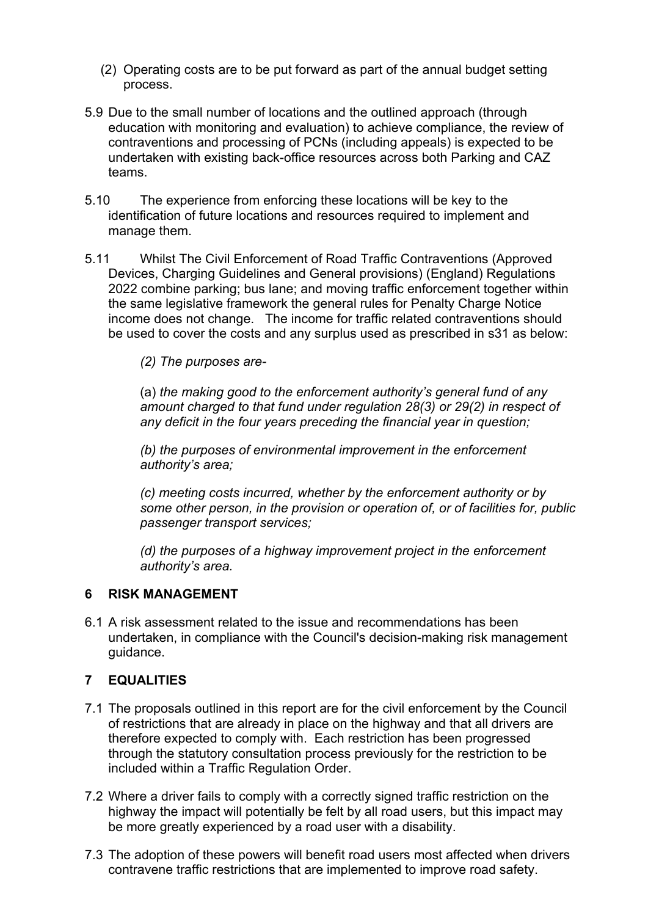(2) Operating costs are to be put forward as part of the annual budget setting process.

5.9 Due to the small number of locations and the outlined approach (through education with monitoring and evaluation) to achieve compliance, the review of contraventions and processing of PCNs (including appeals) is expected to be undertaken with existing back-office resources across both Parking and CAZ teams.

5.10 The experience from enforcing these locations will be key to the identification of future locations and resources required to implement and manage them.

5.11 Whilst The Civil Enforcement of Road Traffic Contraventions (Approved Devices, Charging Guidelines and General provisions) (England) Regulations 2022 combine parking; bus lane; and moving traffic enforcement together within the same legislative framework the general rules for Penalty Charge Notice income does not change. The income for traffic related contraventions should be used to cover the costs and any surplus used as prescribed in s31 as below:

> *(2) The purposes are-*
>
> (a) *the making good to the enforcement authority's general fund of any amount charged to that fund under regulation 28(3) or 29(2) in respect of any deficit in the four years preceding the financial year in question;*
>
> *(b) the purposes of environmental improvement in the enforcement authority's area;*
>
> *(c) meeting costs incurred, whether by the enforcement authority or by some other person, in the provision or operation of, or of facilities for, public passenger transport services;*
>
> *(d) the purposes of a highway improvement project in the enforcement authority's area.*

## 6 RISK MANAGEMENT

6.1 A risk assessment related to the issue and recommendations has been undertaken, in compliance with the Council's decision-making risk management guidance.

## 7 EQUALITIES

7.1 The proposals outlined in this report are for the civil enforcement by the Council of restrictions that are already in place on the highway and that all drivers are therefore expected to comply with. Each restriction has been progressed through the statutory consultation process previously for the restriction to be included within a Traffic Regulation Order.

7.2 Where a driver fails to comply with a correctly signed traffic restriction on the highway the impact will potentially be felt by all road users, but this impact may be more greatly experienced by a road user with a disability.

7.3 The adoption of these powers will benefit road users most affected when drivers contravene traffic restrictions that are implemented to improve road safety.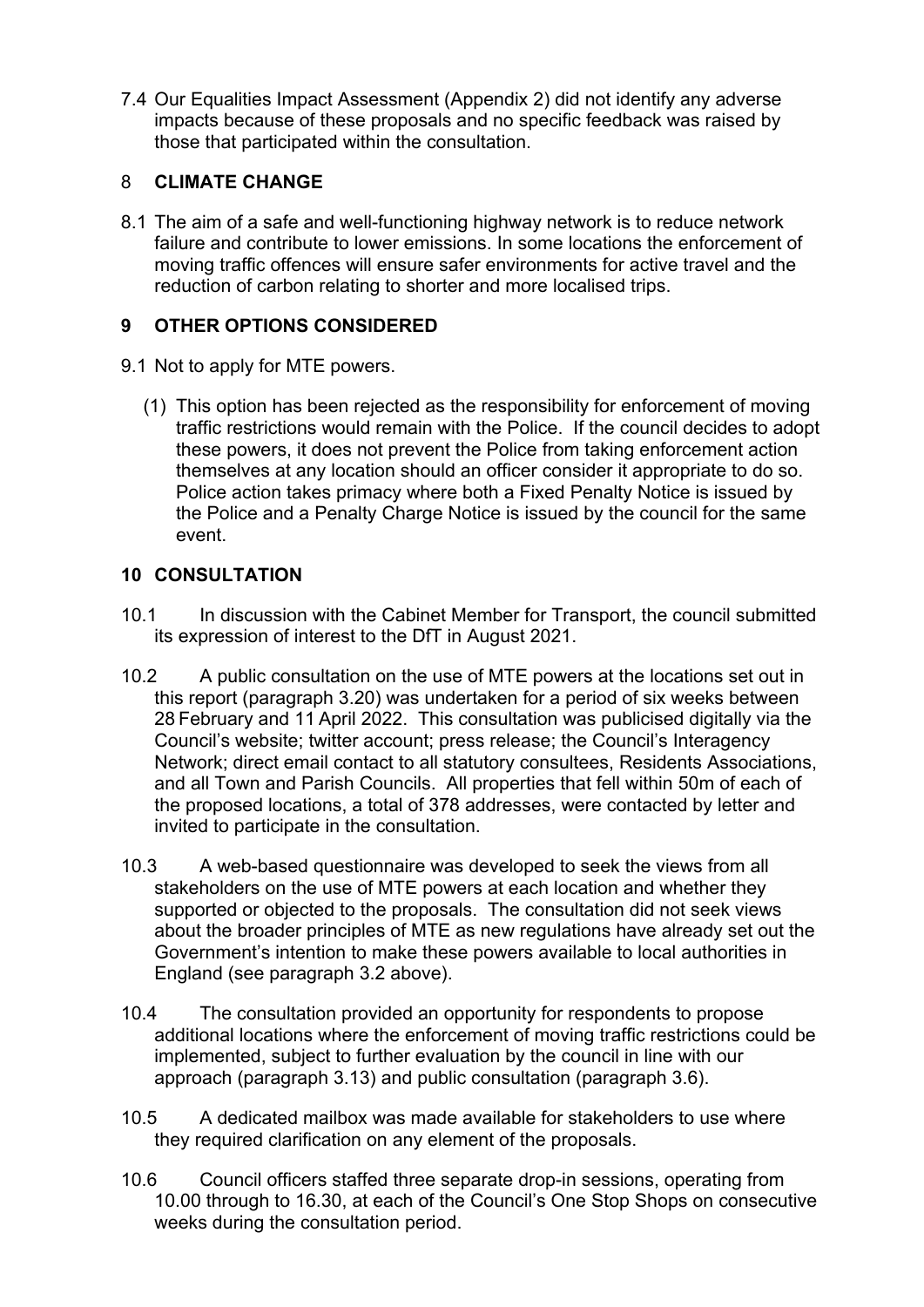7.4 Our Equalities Impact Assessment (Appendix 2) did not identify any adverse impacts because of these proposals and no specific feedback was raised by those that participated within the consultation.

## 8 CLIMATE CHANGE

8.1 The aim of a safe and well-functioning highway network is to reduce network failure and contribute to lower emissions. In some locations the enforcement of moving traffic offences will ensure safer environments for active travel and the reduction of carbon relating to shorter and more localised trips.

## 9 OTHER OPTIONS CONSIDERED

9.1 Not to apply for MTE powers.

(1) This option has been rejected as the responsibility for enforcement of moving traffic restrictions would remain with the Police. If the council decides to adopt these powers, it does not prevent the Police from taking enforcement action themselves at any location should an officer consider it appropriate to do so. Police action takes primacy where both a Fixed Penalty Notice is issued by the Police and a Penalty Charge Notice is issued by the council for the same event.

## 10 CONSULTATION

10.1 In discussion with the Cabinet Member for Transport, the council submitted its expression of interest to the DfT in August 2021.

10.2 A public consultation on the use of MTE powers at the locations set out in this report (paragraph 3.20) was undertaken for a period of six weeks between 28 February and 11 April 2022. This consultation was publicised digitally via the Council's website; twitter account; press release; the Council's Interagency Network; direct email contact to all statutory consultees, Residents Associations, and all Town and Parish Councils. All properties that fell within 50m of each of the proposed locations, a total of 378 addresses, were contacted by letter and invited to participate in the consultation.

10.3 A web-based questionnaire was developed to seek the views from all stakeholders on the use of MTE powers at each location and whether they supported or objected to the proposals. The consultation did not seek views about the broader principles of MTE as new regulations have already set out the Government's intention to make these powers available to local authorities in England (see paragraph 3.2 above).

10.4 The consultation provided an opportunity for respondents to propose additional locations where the enforcement of moving traffic restrictions could be implemented, subject to further evaluation by the council in line with our approach (paragraph 3.13) and public consultation (paragraph 3.6).

10.5 A dedicated mailbox was made available for stakeholders to use where they required clarification on any element of the proposals.

10.6 Council officers staffed three separate drop-in sessions, operating from 10.00 through to 16.30, at each of the Council's One Stop Shops on consecutive weeks during the consultation period.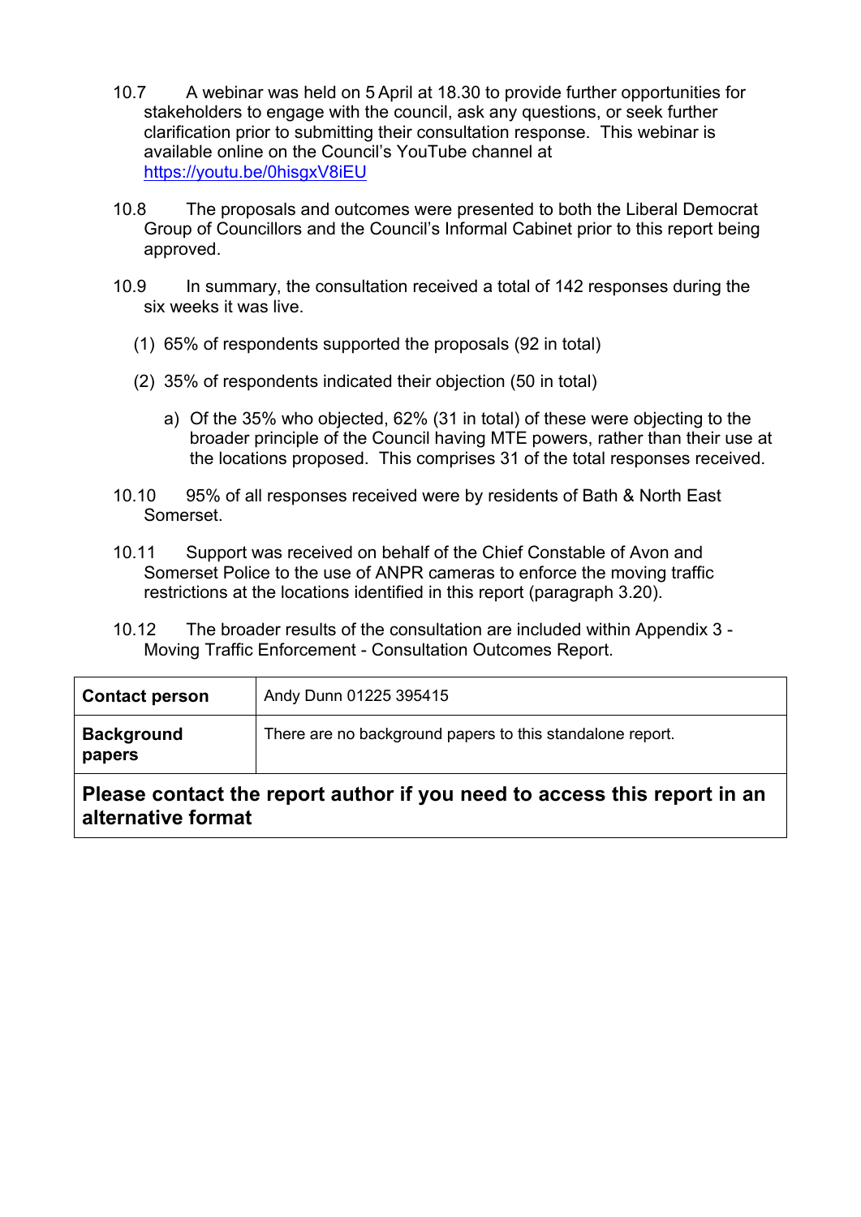10.7 A webinar was held on 5 April at 18.30 to provide further opportunities for stakeholders to engage with the council, ask any questions, or seek further clarification prior to submitting their consultation response. This webinar is available online on the Council's YouTube channel at https://youtu.be/0hisgxV8iEU

10.8 The proposals and outcomes were presented to both the Liberal Democrat Group of Councillors and the Council's Informal Cabinet prior to this report being approved.

10.9 In summary, the consultation received a total of 142 responses during the six weeks it was live.

(1) 65% of respondents supported the proposals (92 in total)

(2) 35% of respondents indicated their objection (50 in total)

a) Of the 35% who objected, 62% (31 in total) of these were objecting to the broader principle of the Council having MTE powers, rather than their use at the locations proposed. This comprises 31 of the total responses received.

10.10 95% of all responses received were by residents of Bath & North East Somerset.

10.11 Support was received on behalf of the Chief Constable of Avon and Somerset Police to the use of ANPR cameras to enforce the moving traffic restrictions at the locations identified in this report (paragraph 3.20).

10.12 The broader results of the consultation are included within Appendix 3 - Moving Traffic Enforcement - Consultation Outcomes Report.

| | |
|---|---|
| **Contact person** | Andy Dunn 01225 395415 |
| **Background papers** | There are no background papers to this standalone report. |
| **Please contact the report author if you need to access this report in an alternative format** | |